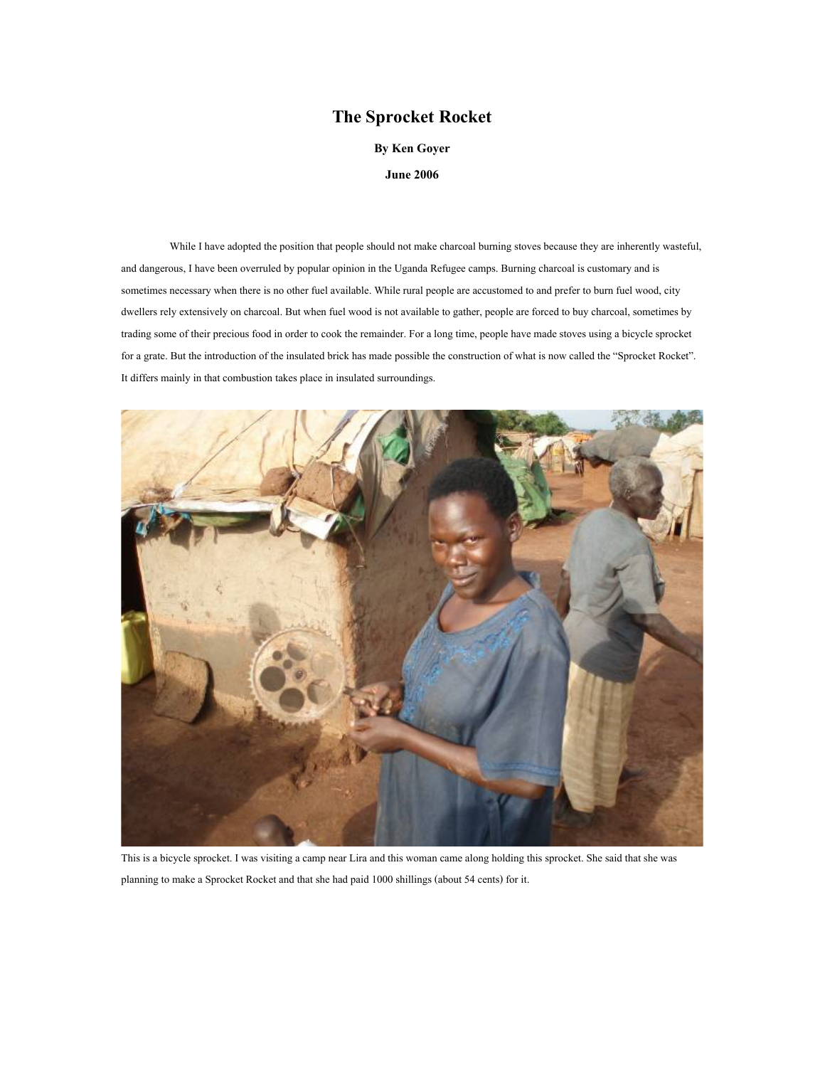# The Sprocket Rocket

**By Ken Goyer**

**June 2006**

While I have adopted the position that people should not make charcoal burning stoves because they are inherently wasteful, and dangerous, I have been overruled by popular opinion in the Uganda Refugee camps. Burning charcoal is customary and is sometimes necessary when there is no other fuel available. While rural people are accustomed to and prefer to burn fuel wood, city dwellers rely extensively on charcoal. But when fuel wood is not available to gather, people are forced to buy charcoal, sometimes by trading some of their precious food in order to cook the remainder. For a long time, people have made stoves using a bicycle sprocket for a grate. But the introduction of the insulated brick has made possible the construction of what is now called the "Sprocket Rocket". It differs mainly in that combustion takes place in insulated surroundings.

This is a bicycle sprocket. I was visiting a camp near Lira and this woman came along holding this sprocket. She said that she was planning to make a Sprocket Rocket and that she had paid 1000 shillings (about 54 cents) for it.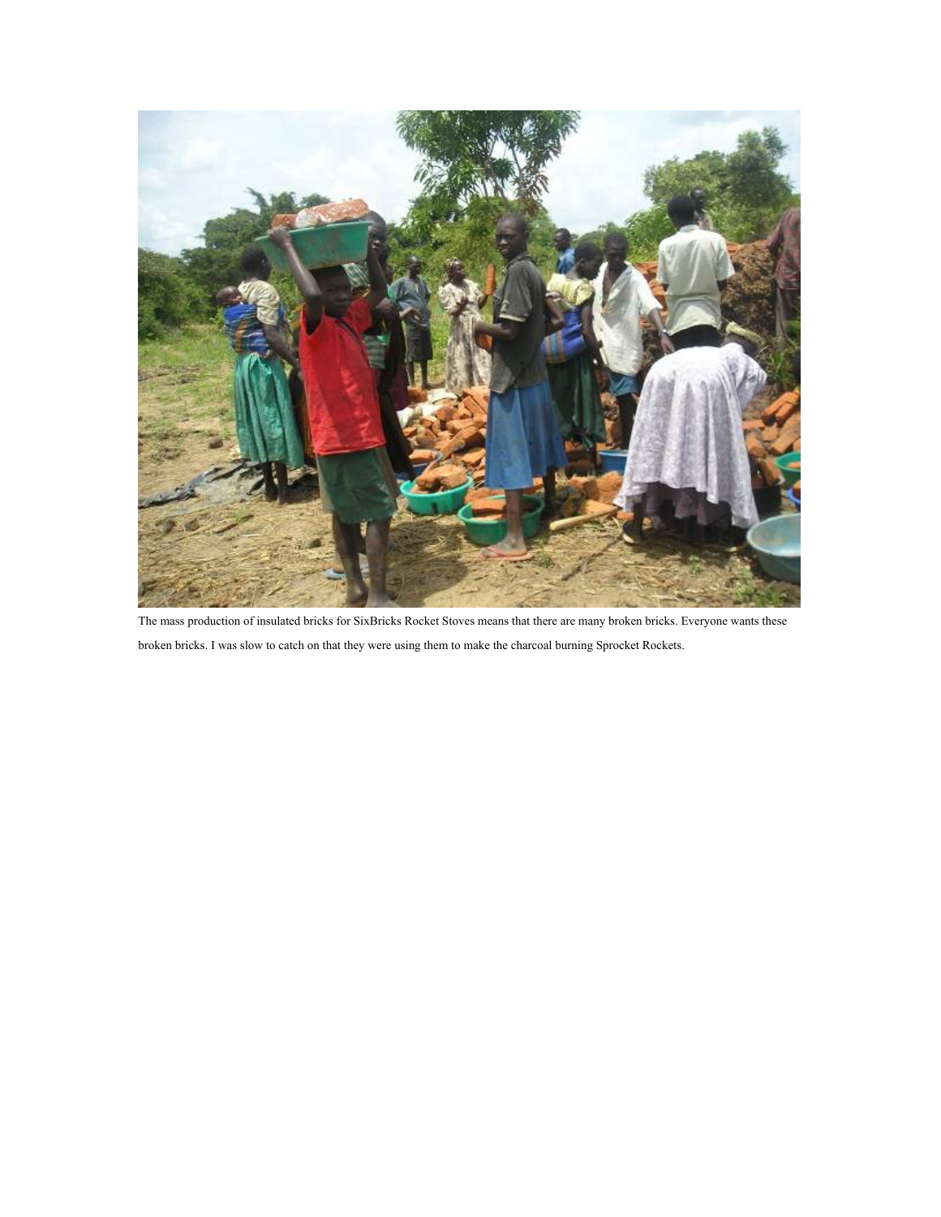The mass production of insulated bricks for SixBricks Rocket Stoves means that there are many broken bricks. Everyone wants these broken bricks. I was slow to catch on that they were using them to make the charcoal burning Sprocket Rockets.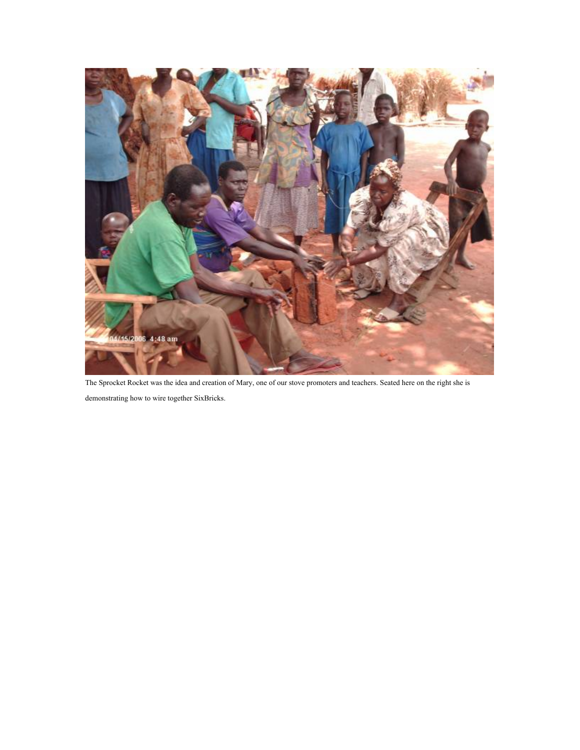The Sprocket Rocket was the idea and creation of Mary, one of our stove promoters and teachers. Seated here on the right she is demonstrating how to wire together SixBricks.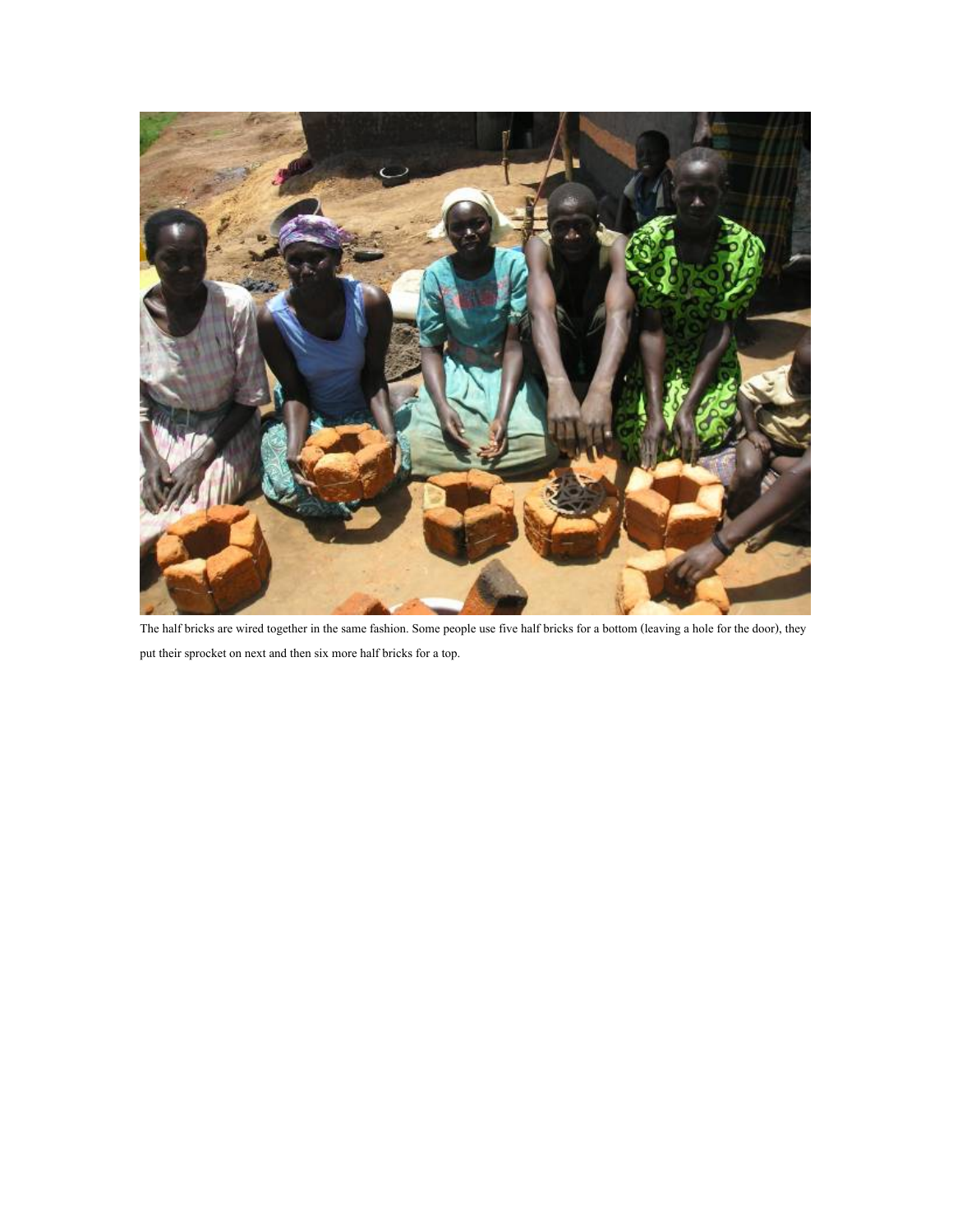The half bricks are wired together in the same fashion. Some people use five half bricks for a bottom (leaving a hole for the door), they put their sprocket on next and then six more half bricks for a top.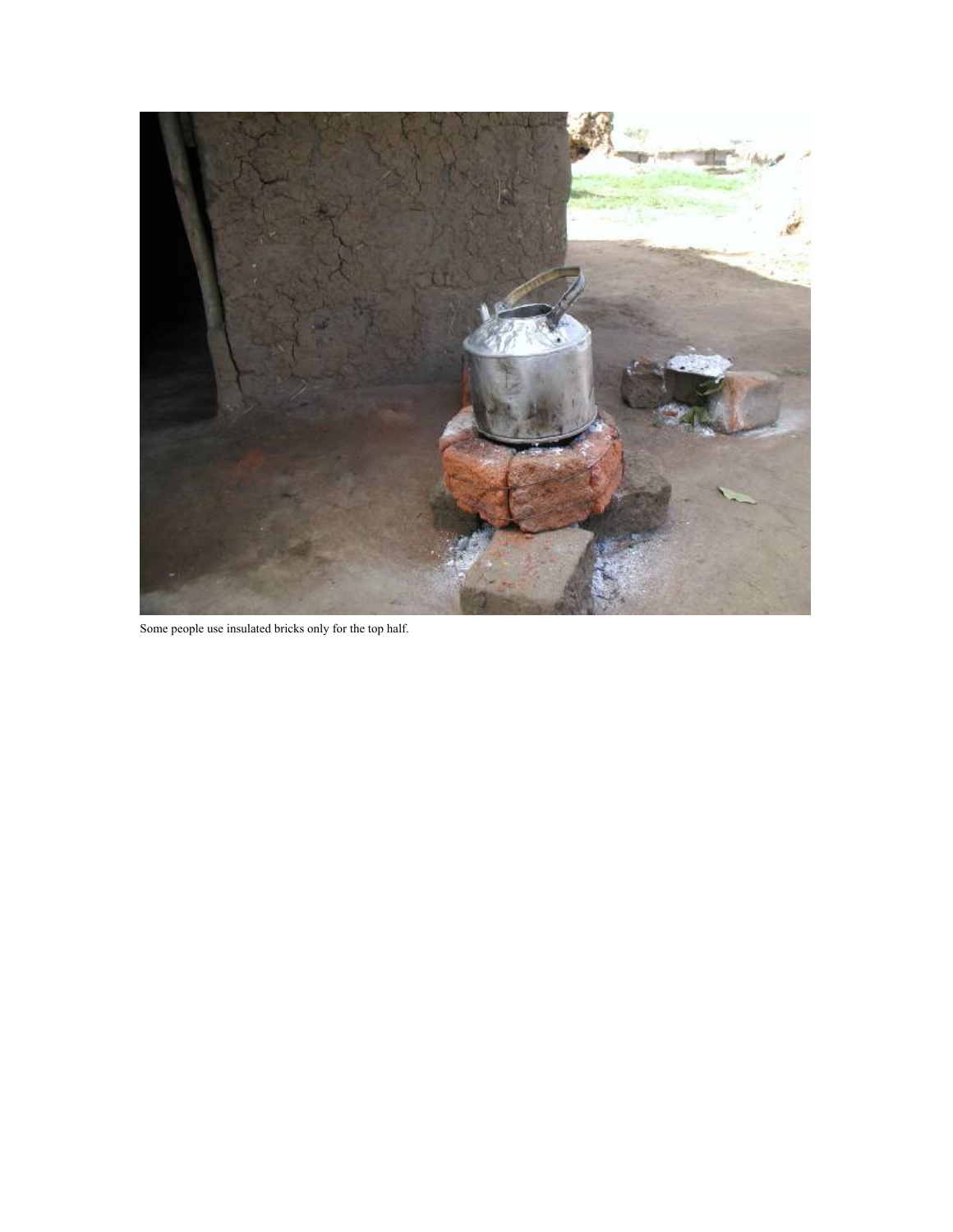Some people use insulated bricks only for the top half.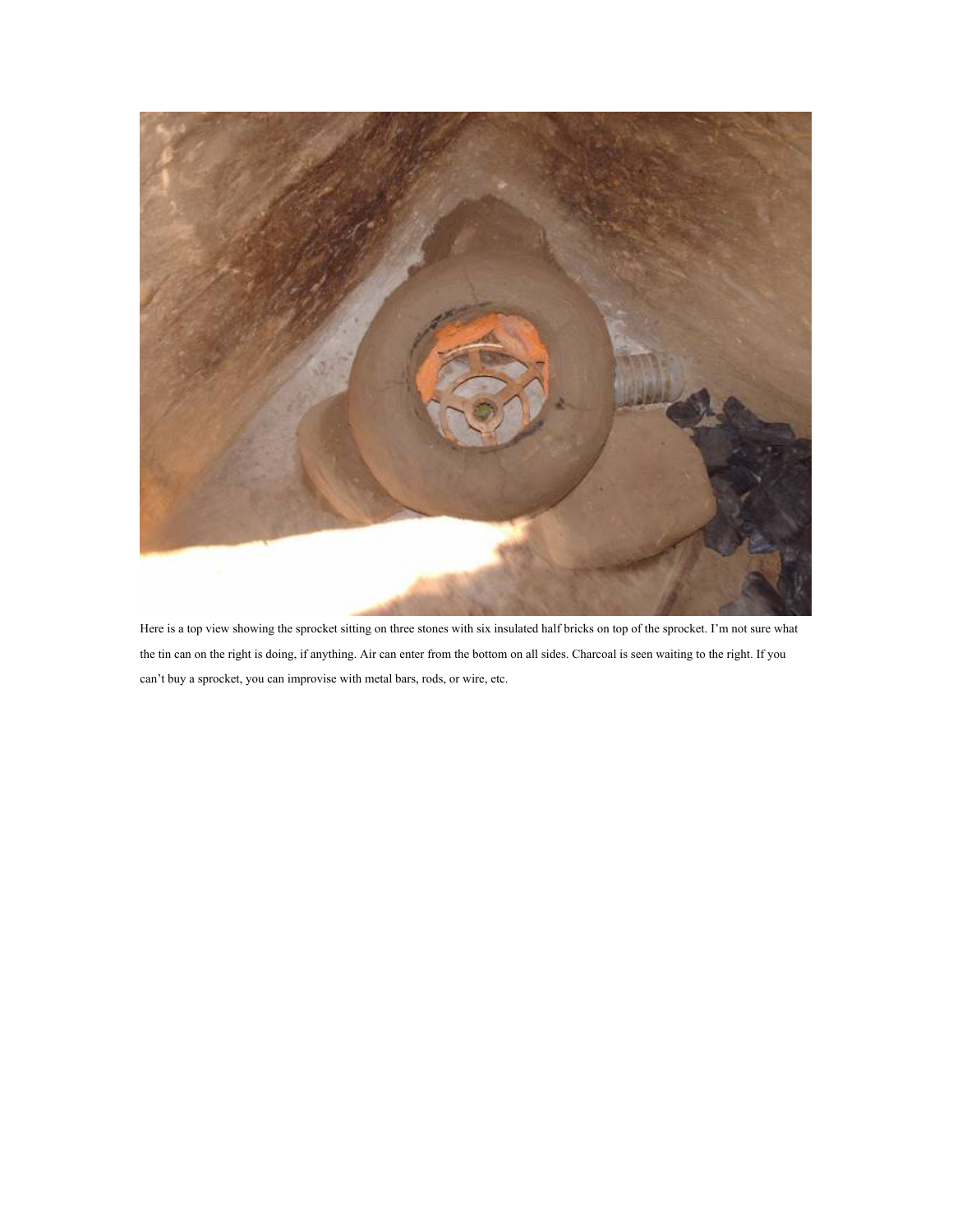Here is a top view showing the sprocket sitting on three stones with six insulated half bricks on top of the sprocket. I'm not sure what the tin can on the right is doing, if anything. Air can enter from the bottom on all sides. Charcoal is seen waiting to the right. If you can't buy a sprocket, you can improvise with metal bars, rods, or wire, etc.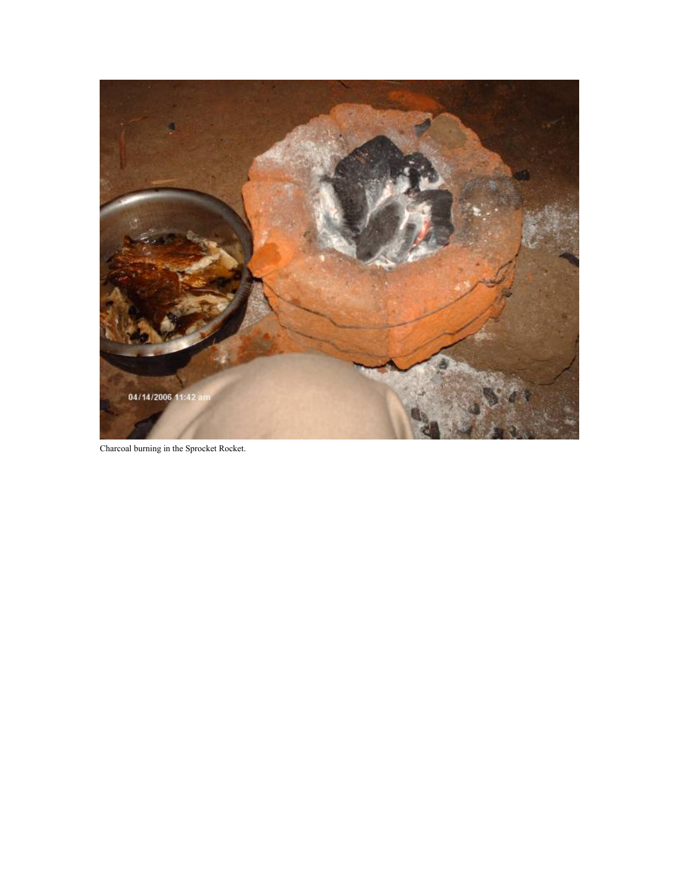Charcoal burning in the Sprocket Rocket.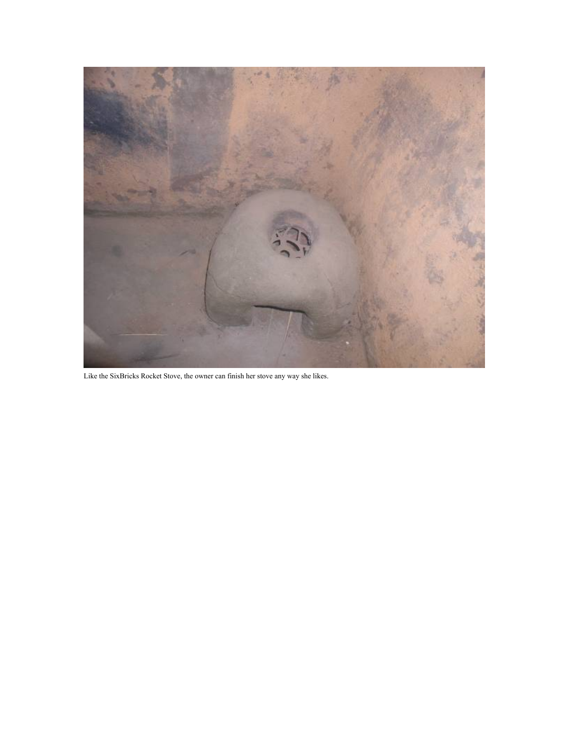Like the SixBricks Rocket Stove, the owner can finish her stove any way she likes.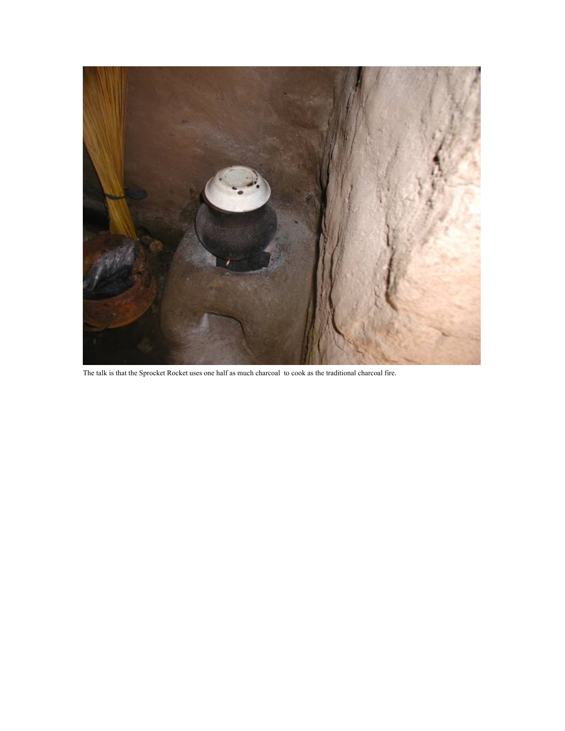The talk is that the Sprocket Rocket uses one half as much charcoal to cook as the traditional charcoal fire.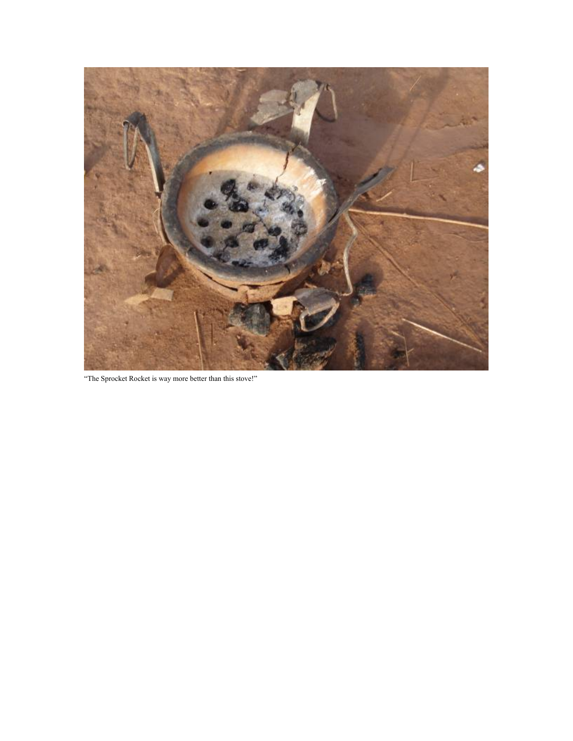"The Sprocket Rocket is way more better than this stove!"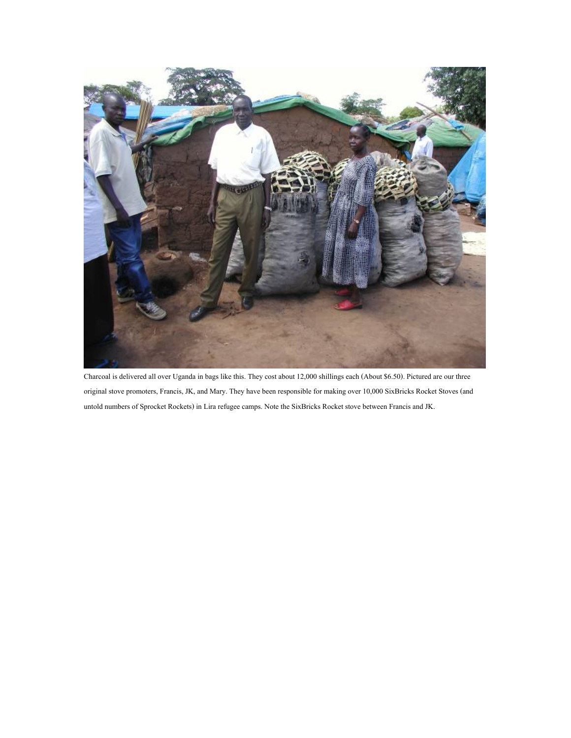Charcoal is delivered all over Uganda in bags like this. They cost about 12,000 shillings each (About $6.50). Pictured are our three original stove promoters, Francis, JK, and Mary. They have been responsible for making over 10,000 SixBricks Rocket Stoves (and untold numbers of Sprocket Rockets) in Lira refugee camps. Note the SixBricks Rocket stove between Francis and JK.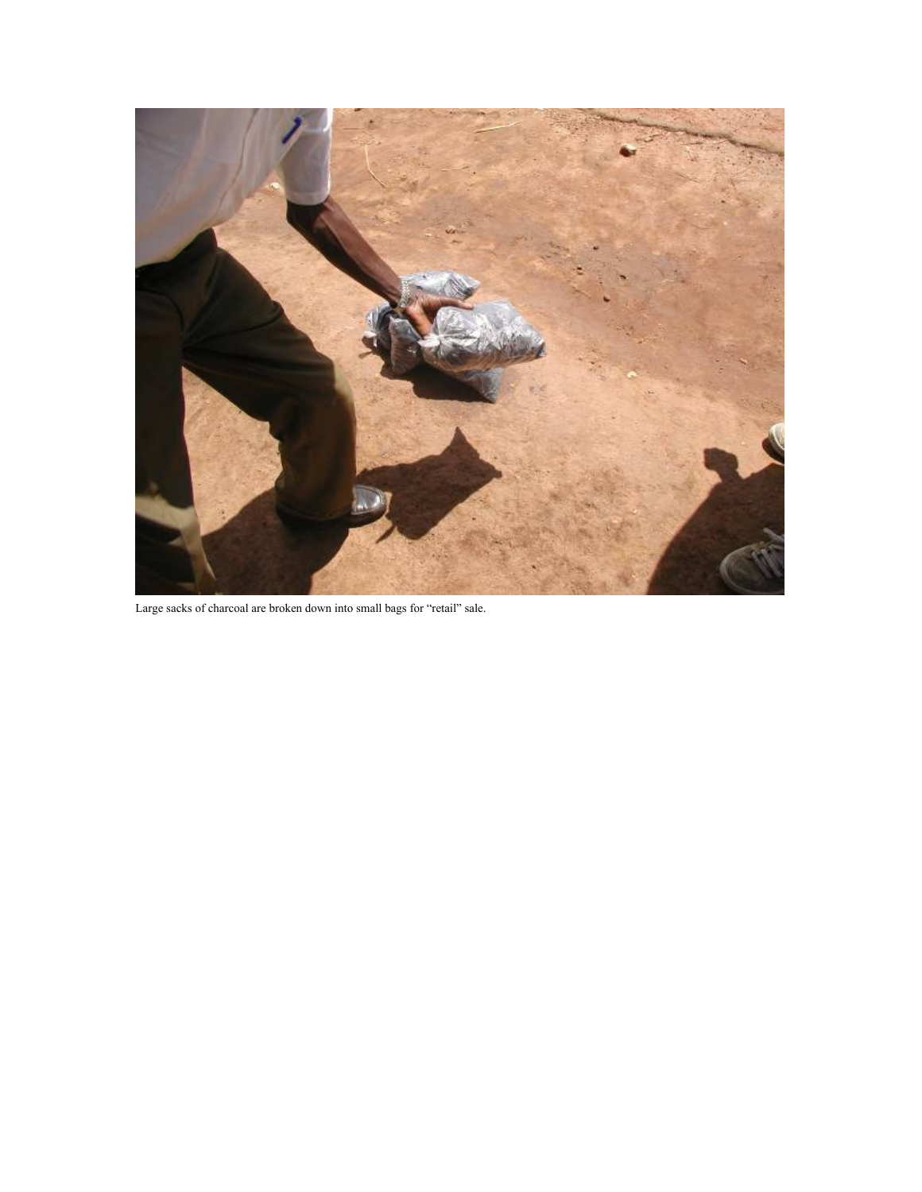Large sacks of charcoal are broken down into small bags for "retail" sale.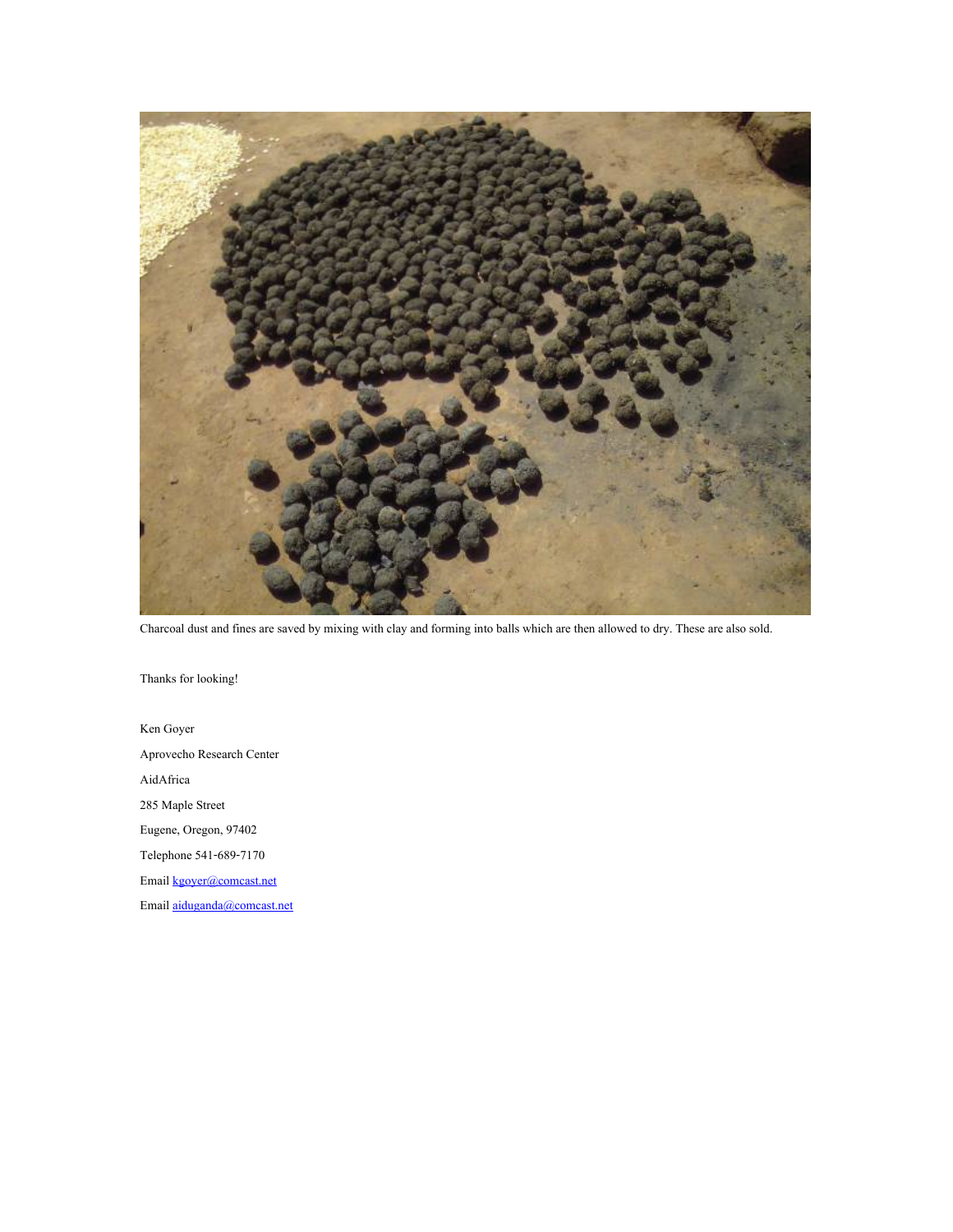Charcoal dust and fines are saved by mixing with clay and forming into balls which are then allowed to dry. These are also sold.

Thanks for looking!

Ken Goyer

Aprovecho Research Center

AidAfrica

285 Maple Street

Eugene, Oregon, 97402

Telephone 541-689-7170

Email kgoyer@comcast.net

Email aiduganda@comcast.net